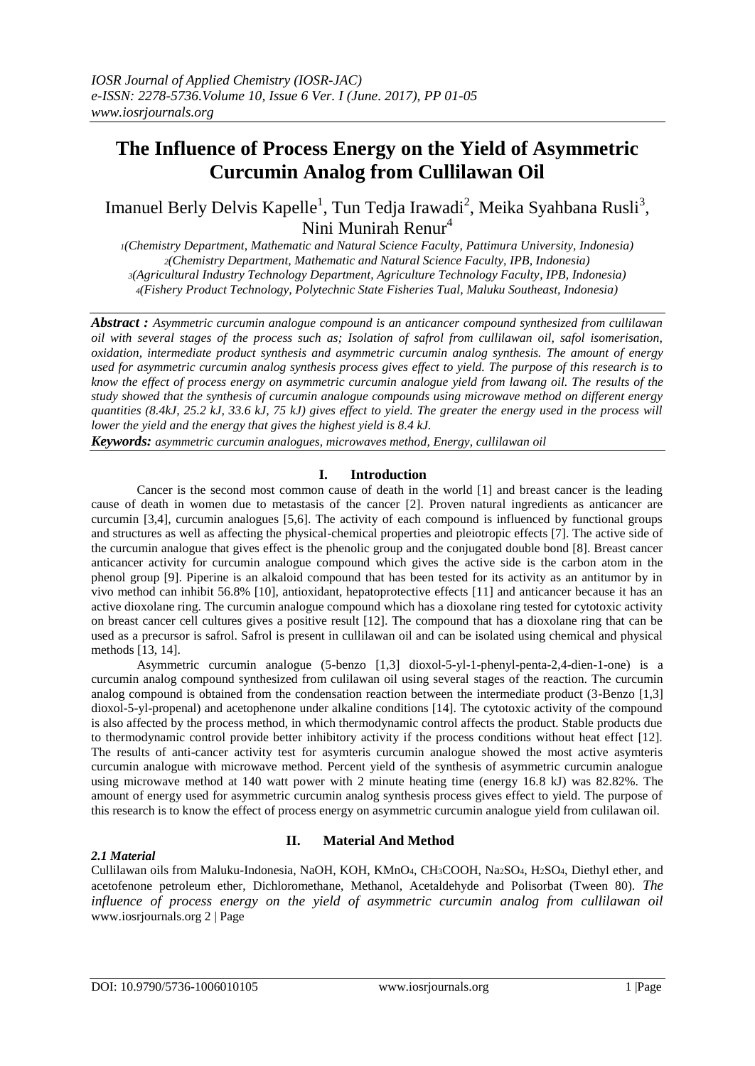# The Influence of Process Energy on the Yield of Asymmetric Curcumin Analog from Cullilawan Oil

Imanuel Berly Delvis Kapelle[1], Tun Tedja Irawadi[2], Meika Syahbana Rusli[3], Nini Munirah Renur[4]

*1(Chemistry Department, Mathematic and Natural Science Faculty, Pattimura University, Indonesia)*
*2(Chemistry Department, Mathematic and Natural Science Faculty, IPB, Indonesia)*
*3(Agricultural Industry Technology Department, Agriculture Technology Faculty, IPB, Indonesia)*
*4(Fishery Product Technology, Polytechnic State Fisheries Tual, Maluku Southeast, Indonesia)*

***Abstract :*** *Asymmetric curcumin analogue compound is an anticancer compound synthesized from cullilawan oil with several stages of the process such as; Isolation of safrol from cullilawan oil, safol isomerisation, oxidation, intermediate product synthesis and asymmetric curcumin analog synthesis. The amount of energy used for asymmetric curcumin analog synthesis process gives effect to yield. The purpose of this research is to know the effect of process energy on asymmetric curcumin analogue yield from lawang oil. The results of the study showed that the synthesis of curcumin analogue compounds using microwave method on different energy quantities (8.4kJ, 25.2 kJ, 33.6 kJ, 75 kJ) gives effect to yield. The greater the energy used in the process will lower the yield and the energy that gives the highest yield is 8.4 kJ.*

***Keywords:*** *asymmetric curcumin analogues, microwaves method, Energy, cullilawan oil*

## I. Introduction

Cancer is the second most common cause of death in the world [1] and breast cancer is the leading cause of death in women due to metastasis of the cancer [2]. Proven natural ingredients as anticancer are curcumin [3,4], curcumin analogues [5,6]. The activity of each compound is influenced by functional groups and structures as well as affecting the physical-chemical properties and pleiotropic effects [7]. The active side of the curcumin analogue that gives effect is the phenolic group and the conjugated double bond [8]. Breast cancer anticancer activity for curcumin analogue compound which gives the active side is the carbon atom in the phenol group [9]. Piperine is an alkaloid compound that has been tested for its activity as an antitumor by in vivo method can inhibit 56.8% [10], antioxidant, hepatoprotective effects [11] and anticancer because it has an active dioxolane ring. The curcumin analogue compound which has a dioxolane ring tested for cytotoxic activity on breast cancer cell cultures gives a positive result [12]. The compound that has a dioxolane ring that can be used as a precursor is safrol. Safrol is present in cullilawan oil and can be isolated using chemical and physical methods [13, 14].

Asymmetric curcumin analogue (5-benzo [1,3] dioxol-5-yl-1-phenyl-penta-2,4-dien-1-one) is a curcumin analog compound synthesized from culilawan oil using several stages of the reaction. The curcumin analog compound is obtained from the condensation reaction between the intermediate product (3-Benzo [1,3] dioxol-5-yl-propenal) and acetophenone under alkaline conditions [14]. The cytotoxic activity of the compound is also affected by the process method, in which thermodynamic control affects the product. Stable products due to thermodynamic control provide better inhibitory activity if the process conditions without heat effect [12]. The results of anti-cancer activity test for asymteris curcumin analogue showed the most active asymteris curcumin analogue with microwave method. Percent yield of the synthesis of asymmetric curcumin analogue using microwave method at 140 watt power with 2 minute heating time (energy 16.8 kJ) was 82.82%. The amount of energy used for asymmetric curcumin analog synthesis process gives effect to yield. The purpose of this research is to know the effect of process energy on asymmetric curcumin analogue yield from culilawan oil.

## II. Material And Method

### *2.1 Material*

Cullilawan oils from Maluku-Indonesia, NaOH, KOH, $KMnO_4$, $CH_3COOH$, $Na_2SO_4$, $H_2SO_4$, Diethyl ether, and acetofenone petroleum ether, Dichloromethane, Methanol, Acetaldehyde and Polisorbat (Tween 80). *The influence of process energy on the yield of asymmetric curcumin analog from cullilawan oil* www.iosrjournals.org 2 | Page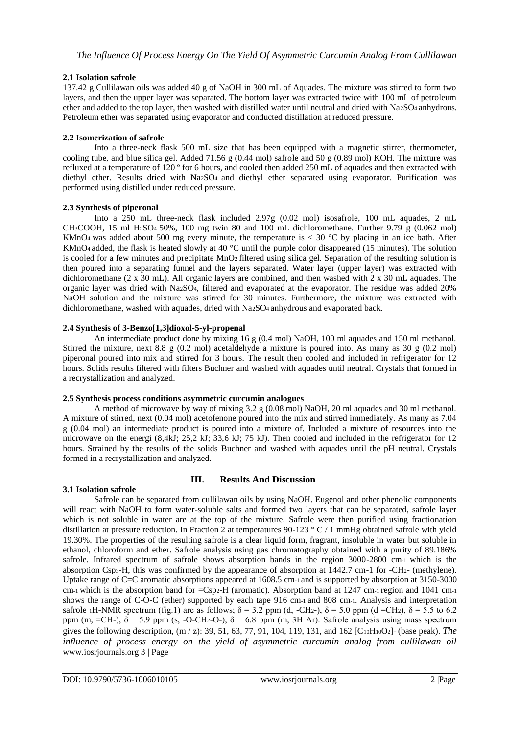### 2.1 Isolation safrole

137.42 g Cullilawan oils was added 40 g of NaOH in 300 mL of Aquades. The mixture was stirred to form two layers, and then the upper layer was separated. The bottom layer was extracted twice with 100 mL of petroleum ether and added to the top layer, then washed with distilled water until neutral and dried with $Na_2SO_4$ anhydrous. Petroleum ether was separated using evaporator and conducted distillation at reduced pressure.

### 2.2 Isomerization of safrole

Into a three-neck flask 500 mL size that has been equipped with a magnetic stirrer, thermometer, cooling tube, and blue silica gel. Added 71.56 g (0.44 mol) safrole and 50 g (0.89 mol) KOH. The mixture was refluxed at a temperature of 120 º for 6 hours, and cooled then added 250 mL of aquades and then extracted with diethyl ether. Results dried with $Na_2SO_4$ and diethyl ether separated using evaporator. Purification was performed using distilled under reduced pressure.

### 2.3 Synthesis of piperonal

Into a 250 mL three-neck flask included 2.97g (0.02 mol) isosafrole, 100 mL aquades, 2 mL $CH_3COOH$, 15 ml $H_2SO_4$ 50%, 100 mg twin 80 and 100 mL dichloromethane. Further 9.79 g (0.062 mol) $KMnO_4$ was added about 500 mg every minute, the temperature is < 30 °C by placing in an ice bath. After $KMnO_4$ added, the flask is heated slowly at 40 °C until the purple color disappeared (15 minutes). The solution is cooled for a few minutes and precipitate $MnO_2$ filtered using silica gel. Separation of the resulting solution is then poured into a separating funnel and the layers separated. Water layer (upper layer) was extracted with dichloromethane (2 x 30 mL). All organic layers are combined, and then washed with 2 x 30 mL aquades. The organic layer was dried with $Na_2SO_4$, filtered and evaporated at the evaporator. The residue was added 20% NaOH solution and the mixture was stirred for 30 minutes. Furthermore, the mixture was extracted with dichloromethane, washed with aquades, dried with $Na_2SO_4$ anhydrous and evaporated back.

### 2.4 Synthesis of 3-Benzo[1,3]dioxol-5-yl-propenal

An intermediate product done by mixing 16 g (0.4 mol) NaOH, 100 ml aquades and 150 ml methanol. Stirred the mixture, next 8.8 g (0.2 mol) acetaldehyde a mixture is poured into. As many as 30 g (0.2 mol) piperonal poured into mix and stirred for 3 hours. The result then cooled and included in refrigerator for 12 hours. Solids results filtered with filters Buchner and washed with aquades until neutral. Crystals that formed in a recrystallization and analyzed.

### 2.5 Synthesis process conditions asymmetric curcumin analogues

A method of microwave by way of mixing 3.2 g (0.08 mol) NaOH, 20 ml aquades and 30 ml methanol. A mixture of stirred, next (0.04 mol) acetofenone poured into the mix and stirred immediately. As many as 7.04 g (0.04 mol) an intermediate product is poured into a mixture of. Included a mixture of resources into the microwave on the energi (8,4kJ; 25,2 kJ; 33,6 kJ; 75 kJ). Then cooled and included in the refrigerator for 12 hours. Strained by the results of the solids Buchner and washed with aquades until the pH neutral. Crystals formed in a recrystallization and analyzed.

## III. Results And Discussion

### 3.1 Isolation safrole

Safrole can be separated from cullilawan oils by using NaOH. Eugenol and other phenolic components will react with NaOH to form water-soluble salts and formed two layers that can be separated, safrole layer which is not soluble in water are at the top of the mixture. Safrole were then purified using fractionation distillation at pressure reduction. In Fraction 2 at temperatures 90-123 ° C / 1 mmHg obtained safrole with yield 19.30%. The properties of the resulting safrole is a clear liquid form, fragrant, insoluble in water but soluble in ethanol, chloroform and ether. Safrole analysis using gas chromatography obtained with a purity of 89.186% safrole. Infrared spectrum of safrole shows absorption bands in the region 3000-2800 $cm^{-1}$ which is the absorption $Csp^3$-H, this was confirmed by the appearance of absorption at 1442.7 $cm^{-1}$ for $-CH_2-$ (methylene). Uptake range of C=C aromatic absorptions appeared at 1608.5 $cm^{-1}$ and is supported by absorption at 3150-3000 $cm^{-1}$ which is the absorption band for $=Csp^2$-H (aromatic). Absorption band at 1247 $cm^{-1}$ region and 1041 $cm^{-1}$ shows the range of C-O-C (ether) supported by each tape 916 $cm^{-1}$ and 808 $cm^{-1}$. Analysis and interpretation safrole $^1$H-NMR spectrum (fig.1) are as follows; δ = 3.2 ppm (d, $-CH_2-$), δ = 5.0 ppm (d $=CH_2$), δ = 5.5 to 6.2 ppm (m, =CH-), δ = 5.9 ppm (s, $-O-CH_2-O-$), δ = 6.8 ppm (m, 3H Ar). Safrole analysis using mass spectrum gives the following description, (m / z): 39, 51, 63, 77, 91, 104, 119, 131, and 162 $[C_{10}H_{10}O_2]^+$ (base peak). *The influence of process energy on the yield of asymmetric curcumin analog from cullilawan oil* www.iosrjournals.org 3 | Page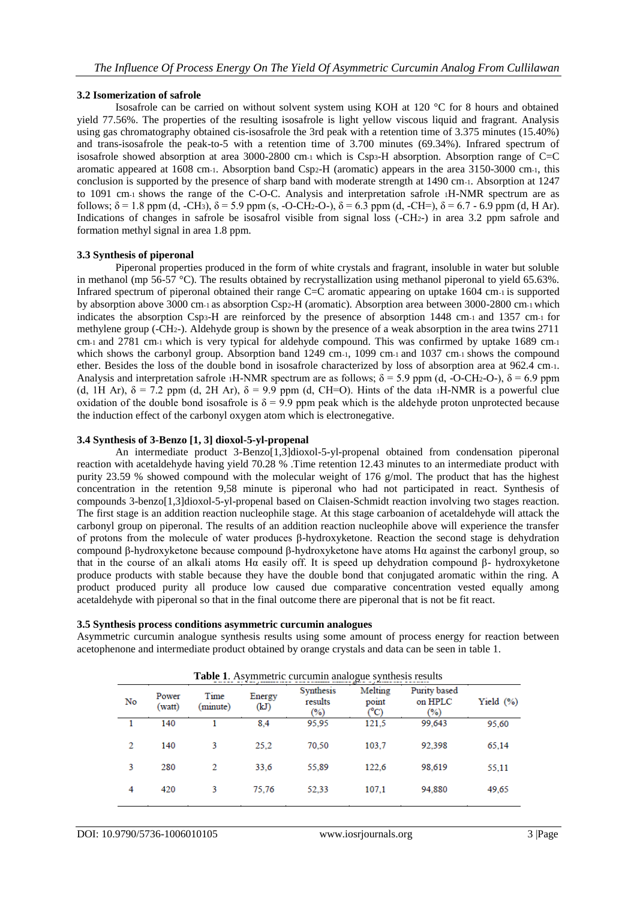### 3.2 Isomerization of safrole

Isosafrole can be carried on without solvent system using KOH at 120 °C for 8 hours and obtained yield 77.56%. The properties of the resulting isosafrole is light yellow viscous liquid and fragrant. Analysis using gas chromatography obtained cis-isosafrole the 3rd peak with a retention time of 3.375 minutes (15.40%) and trans-isosafrole the peak-to-5 with a retention time of 3.700 minutes (69.34%). Infrared spectrum of isosafrole showed absorption at area 3000-2800 $cm^{-1}$ which is $Csp^3$-H absorption. Absorption range of C=C aromatic appeared at 1608 $cm^{-1}$. Absorption band $Csp^2$-H (aromatic) appears in the area 3150-3000 $cm^{-1}$, this conclusion is supported by the presence of sharp band with moderate strength at 1490 $cm^{-1}$. Absorption at 1247 to 1091 $cm^{-1}$ shows the range of the C-O-C. Analysis and interpretation safrole $^1$H-NMR spectrum are as follows; $\delta$ = 1.8 ppm (d, -$CH_3$), $\delta$ = 5.9 ppm (s, -O-$CH_2$-O-), $\delta$ = 6.3 ppm (d, -CH=), $\delta$ = 6.7 - 6.9 ppm (d, H Ar). Indications of changes in safrole be isosafrol visible from signal loss (-$CH_2$-) in area 3.2 ppm safrole and formation methyl signal in area 1.8 ppm.

### 3.3 Synthesis of piperonal

Piperonal properties produced in the form of white crystals and fragrant, insoluble in water but soluble in methanol (mp 56-57 °C). The results obtained by recrystallization using methanol piperonal to yield 65.63%. Infrared spectrum of piperonal obtained their range C=C aromatic appearing on uptake 1604 $cm^{-1}$ is supported by absorption above 3000 $cm^{-1}$ as absorption $Csp^2$-H (aromatic). Absorption area between 3000-2800 $cm^{-1}$ which indicates the absorption $Csp^3$-H are reinforced by the presence of absorption 1448 $cm^{-1}$ and 1357 $cm^{-1}$ for methylene group (-$CH_2$-). Aldehyde group is shown by the presence of a weak absorption in the area twins 2711 $cm^{-1}$ and 2781 $cm^{-1}$ which is very typical for aldehyde compound. This was confirmed by uptake 1689 $cm^{-1}$ which shows the carbonyl group. Absorption band 1249 $cm^{-1}$, 1099 $cm^{-1}$ and 1037 $cm^{-1}$ shows the compound ether. Besides the loss of the double bond in isosafrole characterized by loss of absorption area at 962.4 $cm^{-1}$. Analysis and interpretation safrole $^1$H-NMR spectrum are as follows; $\delta$ = 5.9 ppm (d, -O-$CH_2$-O-), $\delta$ = 6.9 ppm (d, 1H Ar), $\delta$ = 7.2 ppm (d, 2H Ar), $\delta$ = 9.9 ppm (d, CH=O). Hints of the data $^1$H-NMR is a powerful clue oxidation of the double bond isosafrole is $\delta$ = 9.9 ppm peak which is the aldehyde proton unprotected because the induction effect of the carbonyl oxygen atom which is electronegative.

### 3.4 Synthesis of 3-Benzo [1, 3] dioxol-5-yl-propenal

An intermediate product 3-Benzo[1,3]dioxol-5-yl-propenal obtained from condensation piperonal reaction with acetaldehyde having yield 70.28 % .Time retention 12.43 minutes to an intermediate product with purity 23.59 % showed compound with the molecular weight of 176 g/mol. The product that has the highest concentration in the retention 9,58 minute is piperonal who had not participated in react. Synthesis of compounds 3-benzo[1,3]dioxol-5-yl-propenal based on Claisen-Schmidt reaction involving two stages reaction. The first stage is an addition reaction nucleophile stage. At this stage carboanion of acetaldehyde will attack the carbonyl group on piperonal. The results of an addition reaction nucleophile above will experience the transfer of protons from the molecule of water produces β-hydroxyketone. Reaction the second stage is dehydration compound β-hydroxyketone because compound β-hydroxyketone have atoms Hα against the carbonyl group, so that in the course of an alkali atoms Hα easily off. It is speed up dehydration compound β- hydroxyketone produce products with stable because they have the double bond that conjugated aromatic within the ring. A product produced purity all produce low caused due comparative concentration vested equally among acetaldehyde with piperonal so that in the final outcome there are piperonal that is not be fit react.

### 3.5 Synthesis process conditions asymmetric curcumin analogues

Asymmetric curcumin analogue synthesis results using some amount of process energy for reaction between acetophenone and intermediate product obtained by orange crystals and data can be seen in table 1.

**Table 1**. Asymmetric curcumin analogue synthesis results

| No | Power (watt) | Time (minute) | Energy (kJ) | Synthesis results (%) | Melting point (°C) | Purity based on HPLC (%) | Yield (%) |
|---|---|---|---|---|---|---|---|
| 1 | 140 | 1 | 8,4 | 95,95 | 121,5 | 99,643 | 95,60 |
| 2 | 140 | 3 | 25,2 | 70,50 | 103,7 | 92,398 | 65,14 |
| 3 | 280 | 2 | 33,6 | 55,89 | 122,6 | 98,619 | 55,11 |
| 4 | 420 | 3 | 75,76 | 52,33 | 107,1 | 94,880 | 49,65 |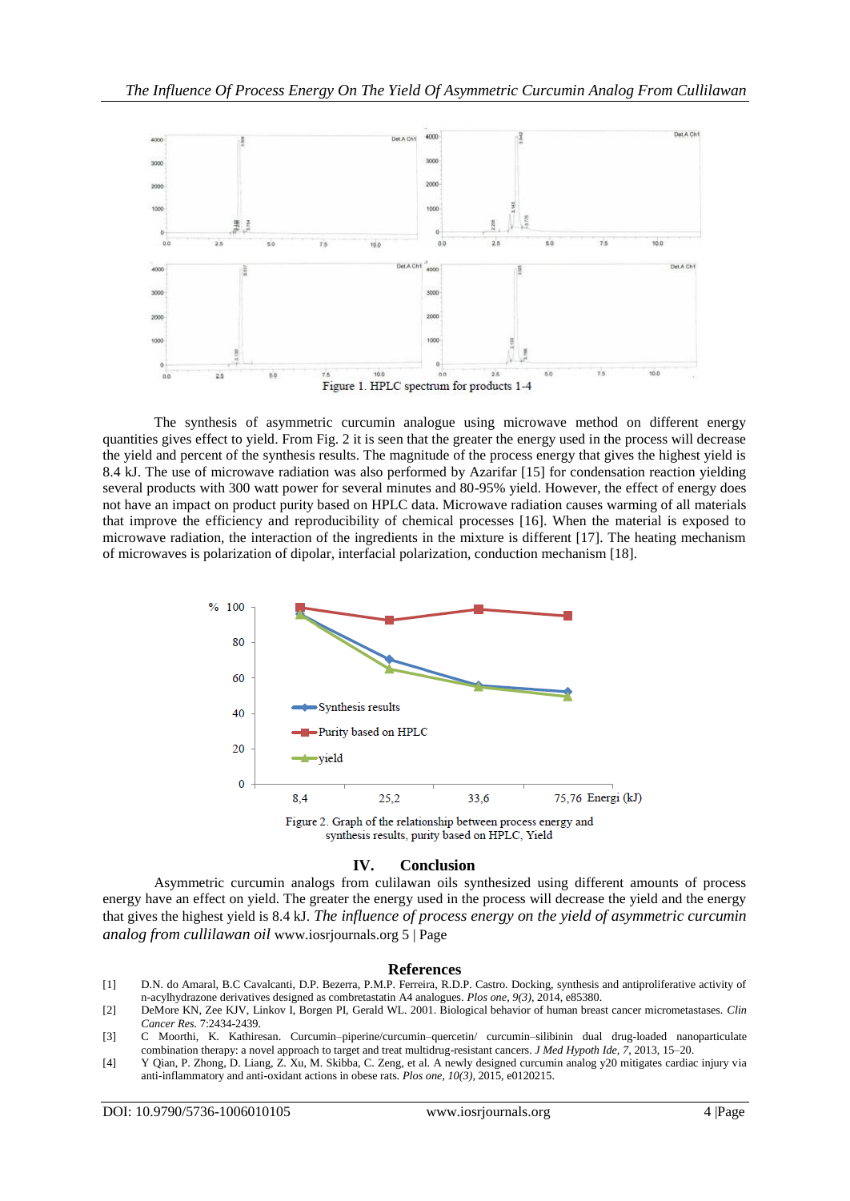Figure 1. HPLC spectrum for products 1-4

The synthesis of asymmetric curcumin analogue using microwave method on different energy quantities gives effect to yield. From Fig. 2 it is seen that the greater the energy used in the process will decrease the yield and percent of the synthesis results. The magnitude of the process energy that gives the highest yield is 8.4 kJ. The use of microwave radiation was also performed by Azarifar [15] for condensation reaction yielding several products with 300 watt power for several minutes and 80-95% yield. However, the effect of energy does not have an impact on product purity based on HPLC data. Microwave radiation causes warming of all materials that improve the efficiency and reproducibility of chemical processes [16]. When the material is exposed to microwave radiation, the interaction of the ingredients in the mixture is different [17]. The heating mechanism of microwaves is polarization of dipolar, interfacial polarization, conduction mechanism [18].

Figure 2. Graph of the relationship between process energy and synthesis results, purity based on HPLC, Yield

## IV. Conclusion

Asymmetric curcumin analogs from cullilawan oils synthesized using different amounts of process energy have an effect on yield. The greater the energy used in the process will decrease the yield and the energy that gives the highest yield is 8.4 kJ. *The influence of process energy on the yield of asymmetric curcumin analog from cullilawan oil* www.iosrjournals.org 5 | Page

## References

[1] D.N. do Amaral, B.C Cavalcanti, D.P. Bezerra, P.M.P. Ferreira, R.D.P. Castro. Docking, synthesis and antiproliferative activity of n-acylhydrazone derivatives designed as combretastatin A4 analogues. *Plos one, 9(3),* 2014, e85380.

[2] DeMore KN, Zee KJV, Linkov I, Borgen PI, Gerald WL. 2001. Biological behavior of human breast cancer micrometastases. *Clin Cancer Res.* 7:2434-2439.

[3] C Moorthi, K. Kathiresan. Curcumin–piperine/curcumin–quercetin/ curcumin–silibinin dual drug-loaded nanoparticulate combination therapy: a novel approach to target and treat multidrug-resistant cancers. *J Med Hypoth Ide, 7,* 2013, 15–20.

[4] Y Qian, P. Zhong, D. Liang, Z. Xu, M. Skibba, C. Zeng, et al. A newly designed curcumin analog y20 mitigates cardiac injury via anti-inflammatory and anti-oxidant actions in obese rats. *Plos one, 10(3),* 2015, e0120215.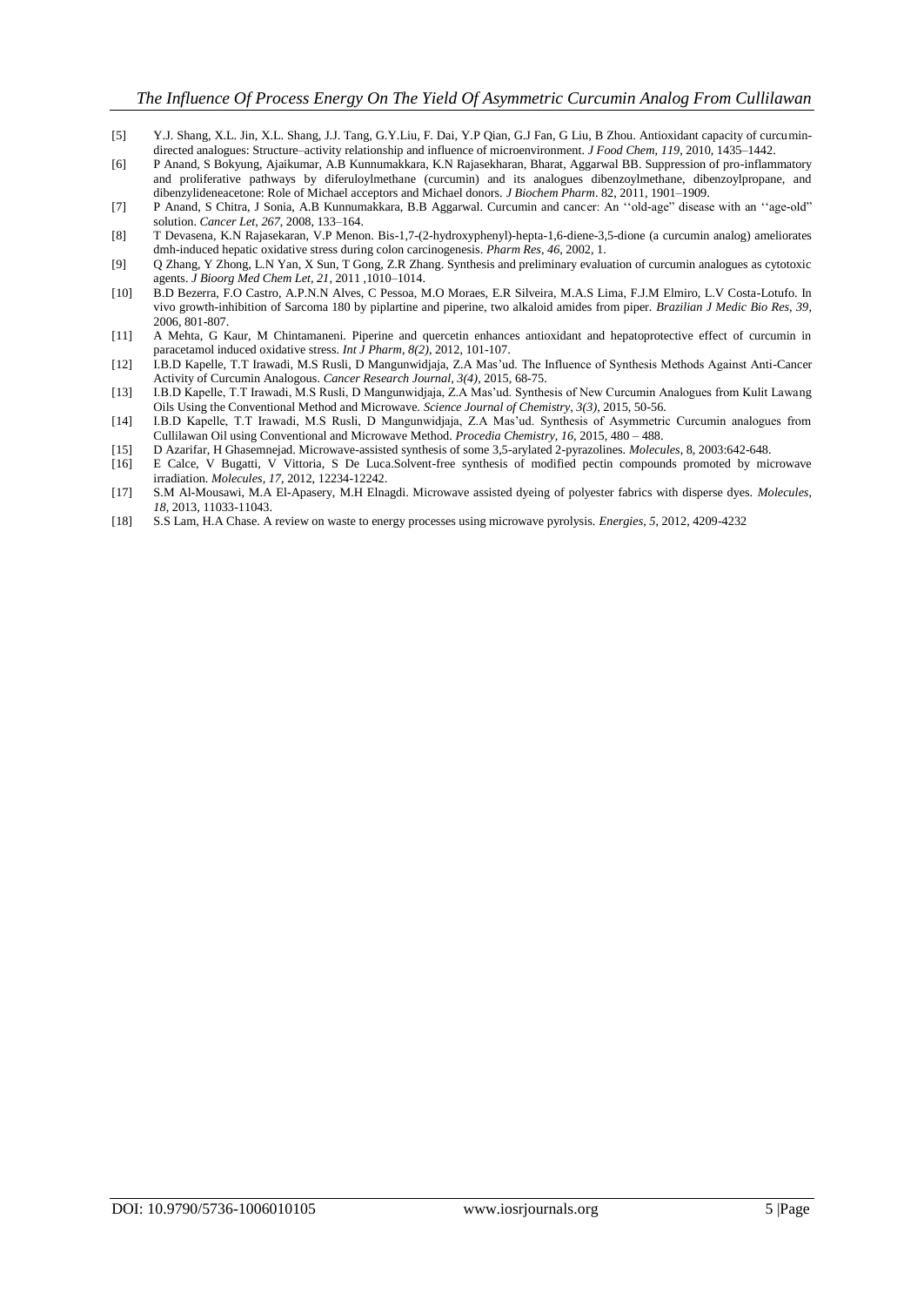[5] Y.J. Shang, X.L. Jin, X.L. Shang, J.J. Tang, G.Y.Liu, F. Dai, Y.P Qian, G.J Fan, G Liu, B Zhou. Antioxidant capacity of curcumin-directed analogues: Structure–activity relationship and influence of microenvironment. *J Food Chem, 119*, 2010, 1435–1442.

[6] P Anand, S Bokyung, Ajaikumar, A.B Kunnumakkara, K.N Rajasekharan, Bharat, Aggarwal BB. Suppression of pro-inflammatory and proliferative pathways by diferuloylmethane (curcumin) and its analogues dibenzoylmethane, dibenzoylpropane, and dibenzylideneacetone: Role of Michael acceptors and Michael donors. *J Biochem Pharm*. 82, 2011, 1901–1909.

[7] P Anand, S Chitra, J Sonia, A.B Kunnumakkara, B.B Aggarwal. Curcumin and cancer: An ''old-age'' disease with an ''age-old'' solution. *Cancer Let, 267*, 2008, 133–164.

[8] T Devasena, K.N Rajasekaran, V.P Menon. Bis-1,7-(2-hydroxyphenyl)-hepta-1,6-diene-3,5-dione (a curcumin analog) ameliorates dmh-induced hepatic oxidative stress during colon carcinogenesis. *Pharm Res, 46*, 2002, 1.

[9] Q Zhang, Y Zhong, L.N Yan, X Sun, T Gong, Z.R Zhang. Synthesis and preliminary evaluation of curcumin analogues as cytotoxic agents. *J Bioorg Med Chem Let, 21*, 2011 ,1010–1014.

[10] B.D Bezerra, F.O Castro, A.P.N.N Alves, C Pessoa, M.O Moraes, E.R Silveira, M.A.S Lima, F.J.M Elmiro, L.V Costa-Lotufo. In vivo growth-inhibition of Sarcoma 180 by piplartine and piperine, two alkaloid amides from piper. *Brazilian J Medic Bio Res, 39*, 2006, 801-807.

[11] A Mehta, G Kaur, M Chintamaneni. Piperine and quercetin enhances antioxidant and hepatoprotective effect of curcumin in paracetamol induced oxidative stress. *Int J Pharm, 8(2)*, 2012, 101-107.

[12] I.B.D Kapelle, T.T Irawadi, M.S Rusli, D Mangunwidjaja, Z.A Mas'ud. The Influence of Synthesis Methods Against Anti-Cancer Activity of Curcumin Analogous. *Cancer Research Journal, 3(4)*, 2015, 68-75.

[13] I.B.D Kapelle, T.T Irawadi, M.S Rusli, D Mangunwidjaja, Z.A Mas'ud. Synthesis of New Curcumin Analogues from Kulit Lawang Oils Using the Conventional Method and Microwave. *Science Journal of Chemistry, 3(3)*, 2015, 50-56.

[14] I.B.D Kapelle, T.T Irawadi, M.S Rusli, D Mangunwidjaja, Z.A Mas'ud. Synthesis of Asymmetric Curcumin analogues from Cullilawan Oil using Conventional and Microwave Method. *Procedia Chemistry, 16*, 2015, 480 – 488.

[15] D Azarifar, H Ghasemnejad. Microwave-assisted synthesis of some 3,5-arylated 2-pyrazolines. *Molecules*, 8, 2003:642-648.

[16] E Calce, V Bugatti, V Vittoria, S De Luca.Solvent-free synthesis of modified pectin compounds promoted by microwave irradiation. *Molecules, 17*, 2012, 12234-12242.

[17] S.M Al-Mousawi, M.A El-Apasery, M.H Elnagdi. Microwave assisted dyeing of polyester fabrics with disperse dyes. *Molecules, 18*, 2013, 11033-11043.

[18] S.S Lam, H.A Chase. A review on waste to energy processes using microwave pyrolysis. *Energies, 5*, 2012, 4209-4232